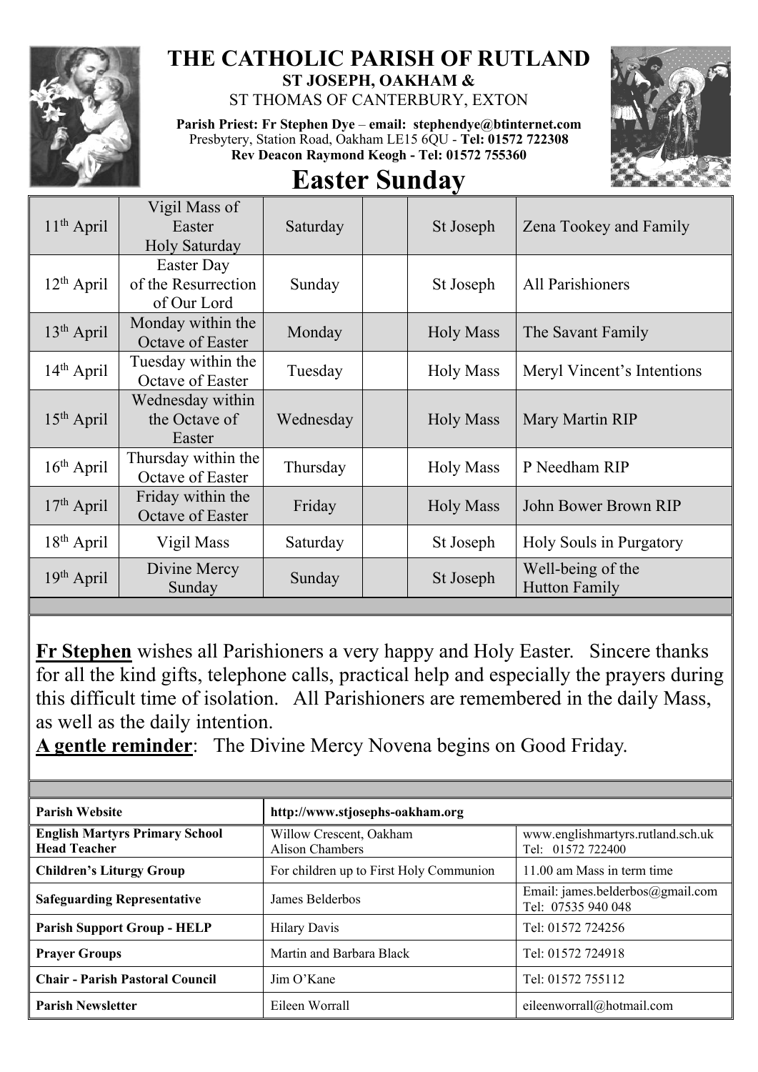# THE CATHOLIC PARISH OF RUTLAND

**ST JOSEPH, OAKHAM &**

ST THOMAS OF CANTERBURY, EXTON

**Parish Priest: Fr Stephen Dye – email: stephendye@btinternet.com**
Presbytery, Station Road, Oakham LE15 6QU - **Tel: 01572 722308**
**Rev Deacon Raymond Keogh - Tel: 01572 755360**

# Easter Sunday

| | | | | | |
|---|---|---|---|---|---|
| 11th April | Vigil Mass of Easter Holy Saturday | Saturday | | St Joseph | Zena Tookey and Family |
| 12th April | Easter Day of the Resurrection of Our Lord | Sunday | | St Joseph | All Parishioners |
| 13th April | Monday within the Octave of Easter | Monday | | Holy Mass | The Savant Family |
| 14th April | Tuesday within the Octave of Easter | Tuesday | | Holy Mass | Meryl Vincent's Intentions |
| 15th April | Wednesday within the Octave of Easter | Wednesday | | Holy Mass | Mary Martin RIP |
| 16th April | Thursday within the Octave of Easter | Thursday | | Holy Mass | P Needham RIP |
| 17th April | Friday within the Octave of Easter | Friday | | Holy Mass | John Bower Brown RIP |
| 18th April | Vigil Mass | Saturday | | St Joseph | Holy Souls in Purgatory |
| 19th April | Divine Mercy Sunday | Sunday | | St Joseph | Well-being of the Hutton Family |

**Fr Stephen** wishes all Parishioners a very happy and Holy Easter. Sincere thanks for all the kind gifts, telephone calls, practical help and especially the prayers during this difficult time of isolation. All Parishioners are remembered in the daily Mass, as well as the daily intention.

**A gentle reminder**: The Divine Mercy Novena begins on Good Friday.

| | | |
|---|---|---|
| **Parish Website** | http://www.stjosephs-oakham.org | |
| **English Martyrs Primary School Head Teacher** | Willow Crescent, Oakham Alison Chambers | www.englishmartyrs.rutland.sch.uk Tel: 01572 722400 |
| **Children's Liturgy Group** | For children up to First Holy Communion | 11.00 am Mass in term time |
| **Safeguarding Representative** | James Belderbos | Email: james.belderbos@gmail.com Tel: 07535 940 048 |
| **Parish Support Group - HELP** | Hilary Davis | Tel: 01572 724256 |
| **Prayer Groups** | Martin and Barbara Black | Tel: 01572 724918 |
| **Chair - Parish Pastoral Council** | Jim O'Kane | Tel: 01572 755112 |
| **Parish Newsletter** | Eileen Worrall | eileenworrall@hotmail.com |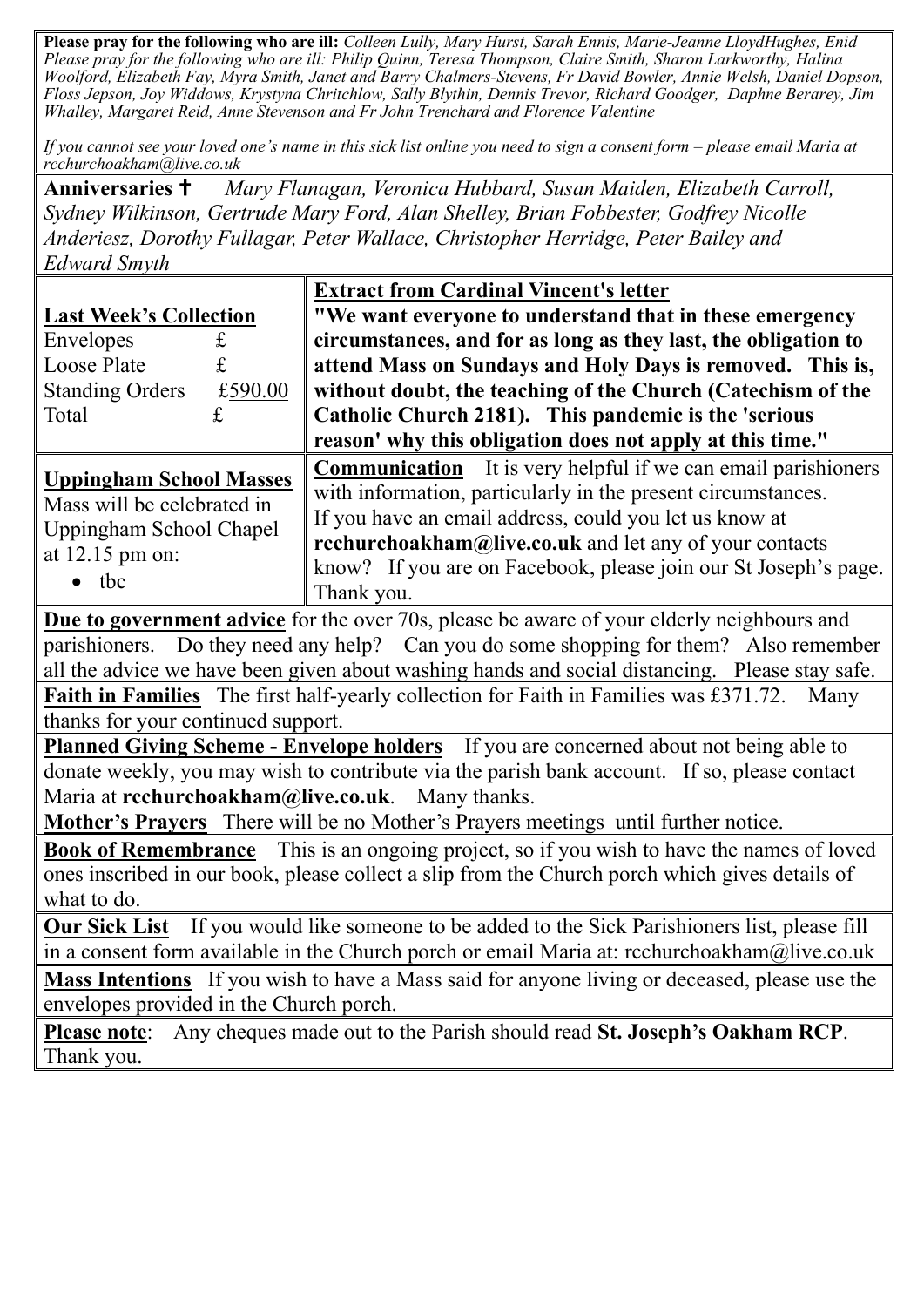**Please pray for the following who are ill:** *Colleen Lully, Mary Hurst, Sarah Ennis, Marie-Jeanne LloydHughes, Enid Please pray for the following who are ill: Philip Quinn, Teresa Thompson, Claire Smith, Sharon Larkworthy, Halina Woolford, Elizabeth Fay, Myra Smith, Janet and Barry Chalmers-Stevens, Fr David Bowler, Annie Welsh, Daniel Dopson, Floss Jepson, Joy Widdows, Krystyna Chritchlow, Sally Blythin, Dennis Trevor, Richard Goodger, Daphne Berarey, Jim Whalley, Margaret Reid, Anne Stevenson and Fr John Trenchard and Florence Valentine*

*If you cannot see your loved one's name in this sick list online you need to sign a consent form – please email Maria at rcchurchoakham@live.co.uk*

**Anniversaries ✝** *Mary Flanagan, Veronica Hubbard, Susan Maiden, Elizabeth Carroll, Sydney Wilkinson, Gertrude Mary Ford, Alan Shelley, Brian Fobbester, Godfrey Nicolle Anderiesz, Dorothy Fullagar, Peter Wallace, Christopher Herridge, Peter Bailey and Edward Smyth*

**Last Week's Collection**

| | |
|---|---|
| Envelopes | £ |
| Loose Plate | £ |
| Standing Orders | £590.00 |
| Total | £ |

**Extract from Cardinal Vincent's letter**

**"We want everyone to understand that in these emergency circumstances, and for as long as they last, the obligation to attend Mass on Sundays and Holy Days is removed. This is, without doubt, the teaching of the Church (Catechism of the Catholic Church 2181). This pandemic is the 'serious reason' why this obligation does not apply at this time."**

**Uppingham School Masses**

Mass will be celebrated in Uppingham School Chapel at 12.15 pm on:

- tbc

**Communication** It is very helpful if we can email parishioners with information, particularly in the present circumstances. If you have an email address, could you let us know at **rcchurchoakham@live.co.uk** and let any of your contacts know? If you are on Facebook, please join our St Joseph's page. Thank you.

**Due to government advice** for the over 70s, please be aware of your elderly neighbours and parishioners. Do they need any help? Can you do some shopping for them? Also remember all the advice we have been given about washing hands and social distancing. Please stay safe.

**Faith in Families** The first half-yearly collection for Faith in Families was £371.72. Many thanks for your continued support.

**Planned Giving Scheme - Envelope holders** If you are concerned about not being able to donate weekly, you may wish to contribute via the parish bank account. If so, please contact Maria at **rcchurchoakham@live.co.uk**. Many thanks.

**Mother's Prayers** There will be no Mother's Prayers meetings until further notice.

**Book of Remembrance** This is an ongoing project, so if you wish to have the names of loved ones inscribed in our book, please collect a slip from the Church porch which gives details of what to do.

**Our Sick List** If you would like someone to be added to the Sick Parishioners list, please fill in a consent form available in the Church porch or email Maria at: rcchurchoakham@live.co.uk

**Mass Intentions** If you wish to have a Mass said for anyone living or deceased, please use the envelopes provided in the Church porch.

**Please note**: Any cheques made out to the Parish should read **St. Joseph's Oakham RCP**. Thank you.